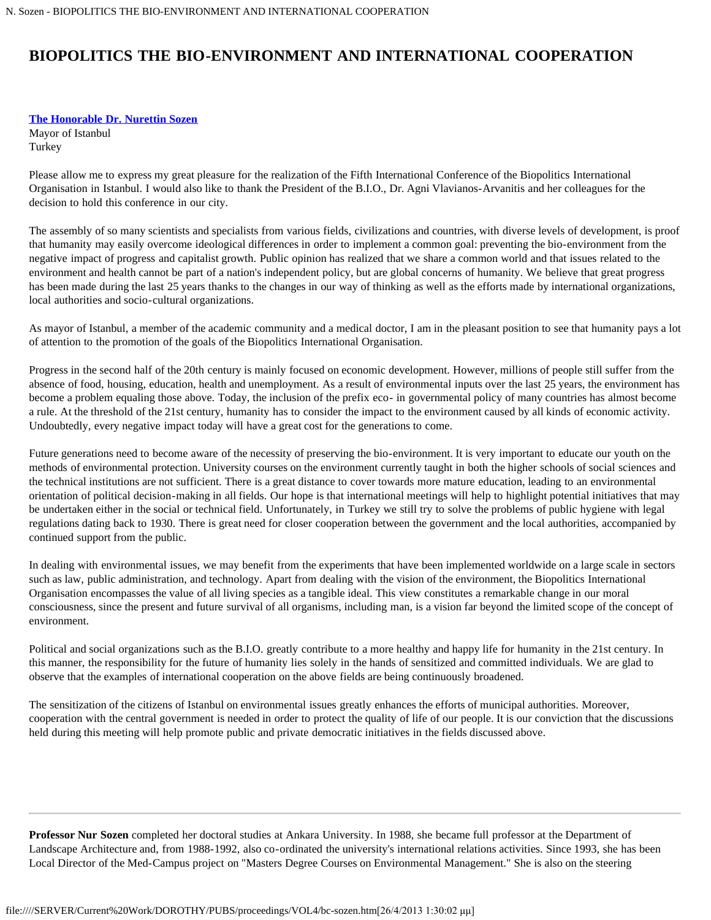# BIOPOLITICS THE BIO-ENVIRONMENT AND INTERNATIONAL COOPERATION

**The Honorable Dr. Nurettin Sozen**
Mayor of Istanbul
Turkey

Please allow me to express my great pleasure for the realization of the Fifth International Conference of the Biopolitics International Organisation in Istanbul. I would also like to thank the President of the B.I.O., Dr. Agni Vlavianos-Arvanitis and her colleagues for the decision to hold this conference in our city.

The assembly of so many scientists and specialists from various fields, civilizations and countries, with diverse levels of development, is proof that humanity may easily overcome ideological differences in order to implement a common goal: preventing the bio-environment from the negative impact of progress and capitalist growth. Public opinion has realized that we share a common world and that issues related to the environment and health cannot be part of a nation's independent policy, but are global concerns of humanity. We believe that great progress has been made during the last 25 years thanks to the changes in our way of thinking as well as the efforts made by international organizations, local authorities and socio-cultural organizations.

As mayor of Istanbul, a member of the academic community and a medical doctor, I am in the pleasant position to see that humanity pays a lot of attention to the promotion of the goals of the Biopolitics International Organisation.

Progress in the second half of the 20th century is mainly focused on economic development. However, millions of people still suffer from the absence of food, housing, education, health and unemployment. As a result of environmental inputs over the last 25 years, the environment has become a problem equaling those above. Today, the inclusion of the prefix eco- in governmental policy of many countries has almost become a rule. At the threshold of the 21st century, humanity has to consider the impact to the environment caused by all kinds of economic activity. Undoubtedly, every negative impact today will have a great cost for the generations to come.

Future generations need to become aware of the necessity of preserving the bio-environment. It is very important to educate our youth on the methods of environmental protection. University courses on the environment currently taught in both the higher schools of social sciences and the technical institutions are not sufficient. There is a great distance to cover towards more mature education, leading to an environmental orientation of political decision-making in all fields. Our hope is that international meetings will help to highlight potential initiatives that may be undertaken either in the social or technical field. Unfortunately, in Turkey we still try to solve the problems of public hygiene with legal regulations dating back to 1930. There is great need for closer cooperation between the government and the local authorities, accompanied by continued support from the public.

In dealing with environmental issues, we may benefit from the experiments that have been implemented worldwide on a large scale in sectors such as law, public administration, and technology. Apart from dealing with the vision of the environment, the Biopolitics International Organisation encompasses the value of all living species as a tangible ideal. This view constitutes a remarkable change in our moral consciousness, since the present and future survival of all organisms, including man, is a vision far beyond the limited scope of the concept of environment.

Political and social organizations such as the B.I.O. greatly contribute to a more healthy and happy life for humanity in the 21st century. In this manner, the responsibility for the future of humanity lies solely in the hands of sensitized and committed individuals. We are glad to observe that the examples of international cooperation on the above fields are being continuously broadened.

The sensitization of the citizens of Istanbul on environmental issues greatly enhances the efforts of municipal authorities. Moreover, cooperation with the central government is needed in order to protect the quality of life of our people. It is our conviction that the discussions held during this meeting will help promote public and private democratic initiatives in the fields discussed above.

---

**Professor Nur Sozen** completed her doctoral studies at Ankara University. In 1988, she became full professor at the Department of Landscape Architecture and, from 1988-1992, also co-ordinated the university's international relations activities. Since 1993, she has been Local Director of the Med-Campus project on "Masters Degree Courses on Environmental Management." She is also on the steering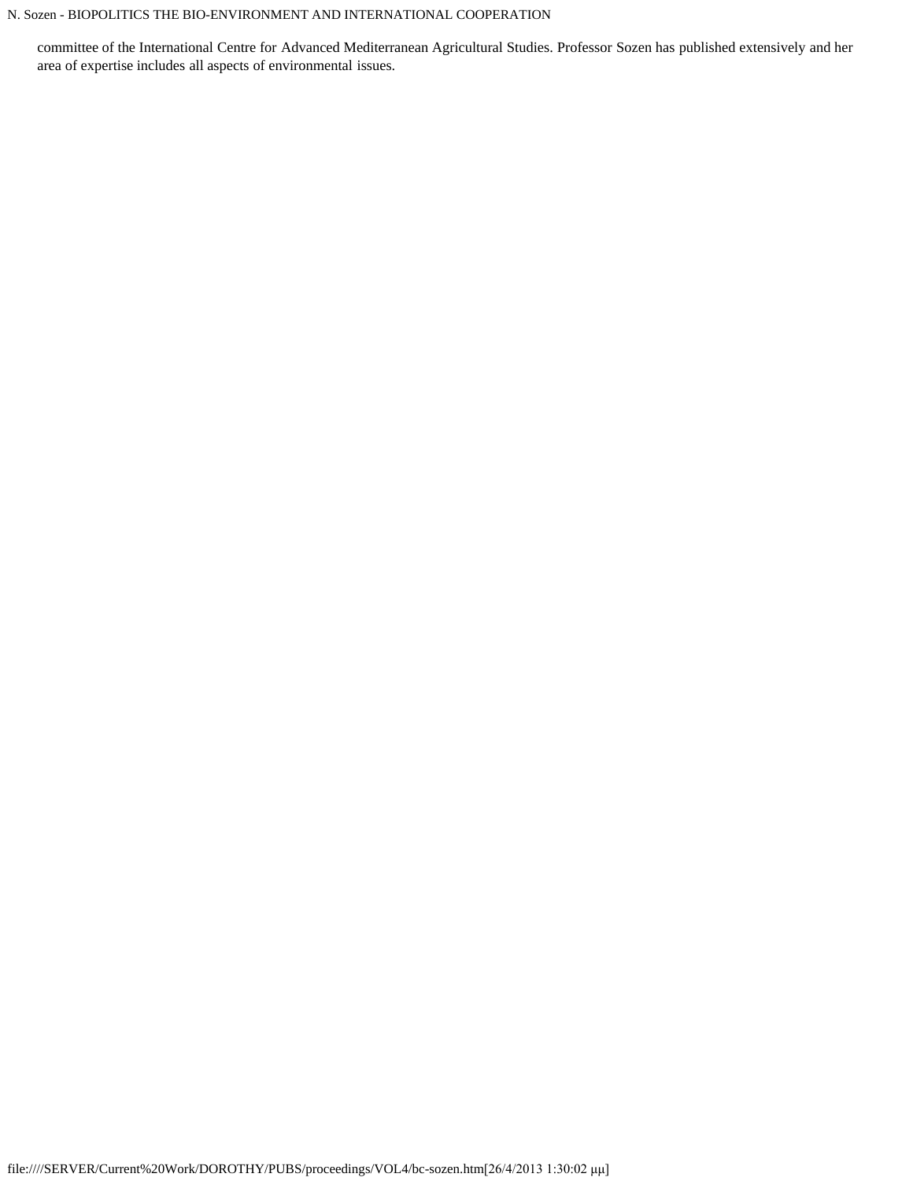committee of the International Centre for Advanced Mediterranean Agricultural Studies. Professor Sozen has published extensively and her area of expertise includes all aspects of environmental issues.